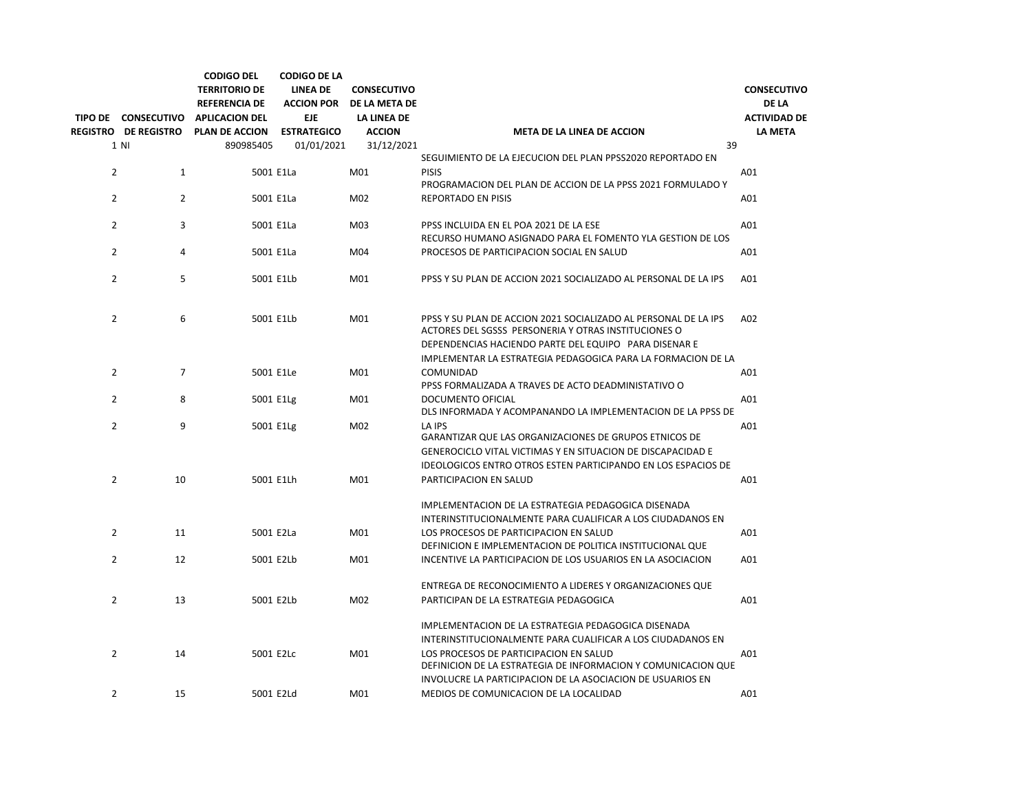| TIPO DE REGISTRO | CONSECUTIVO DE REGISTRO | CODIGO DEL TERRITORIO DE REFERENCIA DE APLICACION DEL PLAN DE ACCION | CODIGO DE LA LINEA DE ACCION POR EJE ESTRATEGICO | CONSECUTIVO DE LA META DE LA LINEA DE ACCION | META DE LA LINEA DE ACCION | CONSECUTIVO DE LA ACTIVIDAD DE LA META |
|---|---|---|---|---|---|---|
| 1 | NI | 890985405 | 01/01/2021 | 31/12/2021 | 39 | |
| 2 | 1 | 5001 | E1La | M01 | SEGUIMIENTO DE LA EJECUCION DEL PLAN PPSS2020 REPORTADO EN PISIS | A01 |
| 2 | 2 | 5001 | E1La | M02 | PROGRAMACION DEL PLAN DE ACCION DE LA PPSS 2021 FORMULADO Y REPORTADO EN PISIS | A01 |
| 2 | 3 | 5001 | E1La | M03 | PPSS INCLUIDA EN EL POA 2021 DE LA ESE | A01 |
| 2 | 4 | 5001 | E1La | M04 | RECURSO HUMANO ASIGNADO PARA EL FOMENTO YLA GESTION DE LOS PROCESOS DE PARTICIPACION SOCIAL EN SALUD | A01 |
| 2 | 5 | 5001 | E1Lb | M01 | PPSS Y SU PLAN DE ACCION 2021 SOCIALIZADO AL PERSONAL DE LA IPS | A01 |
| 2 | 6 | 5001 | E1Lb | M01 | PPSS Y SU PLAN DE ACCION 2021 SOCIALIZADO AL PERSONAL DE LA IPS | A02 |
| 2 | 7 | 5001 | E1Le | M01 | ACTORES DEL SGSSS PERSONERIA Y OTRAS INSTITUCIONES O DEPENDENCIAS HACIENDO PARTE DEL EQUIPO PARA DISENAR E IMPLEMENTAR LA ESTRATEGIA PEDAGOGICA PARA LA FORMACION DE LA COMUNIDAD | A01 |
| 2 | 8 | 5001 | E1Lg | M01 | PPSS FORMALIZADA A TRAVES DE ACTO DEADMINISTATIVO O DOCUMENTO OFICIAL | A01 |
| 2 | 9 | 5001 | E1Lg | M02 | DLS INFORMADA Y ACOMPANANDO LA IMPLEMENTACION DE LA PPSS DE LA IPS | A01 |
| 2 | 10 | 5001 | E1Lh | M01 | GARANTIZAR QUE LAS ORGANIZACIONES DE GRUPOS ETNICOS DE GENEROCICLO VITAL VICTIMAS Y EN SITUACION DE DISCAPACIDAD E IDEOLOGICOS ENTRO OTROS ESTEN PARTICIPANDO EN LOS ESPACIOS DE PARTICIPACION EN SALUD | A01 |
| 2 | 11 | 5001 | E2La | M01 | IMPLEMENTACION DE LA ESTRATEGIA PEDAGOGICA DISENADA INTERINSTITUCIONALMENTE PARA CUALIFICAR A LOS CIUDADANOS EN LOS PROCESOS DE PARTICIPACION EN SALUD | A01 |
| 2 | 12 | 5001 | E2Lb | M01 | DEFINICION E IMPLEMENTACION DE POLITICA INSTITUCIONAL QUE INCENTIVE LA PARTICIPACION DE LOS USUARIOS EN LA ASOCIACION | A01 |
| 2 | 13 | 5001 | E2Lb | M02 | ENTREGA DE RECONOCIMIENTO A LIDERES Y ORGANIZACIONES QUE PARTICIPAN DE LA ESTRATEGIA PEDAGOGICA | A01 |
| 2 | 14 | 5001 | E2Lc | M01 | IMPLEMENTACION DE LA ESTRATEGIA PEDAGOGICA DISENADA INTERINSTITUCIONALMENTE PARA CUALIFICAR A LOS CIUDADANOS EN LOS PROCESOS DE PARTICIPACION EN SALUD | A01 |
| 2 | 15 | 5001 | E2Ld | M01 | DEFINICION DE LA ESTRATEGIA DE INFORMACION Y COMUNICACION QUE INVOLUCRE LA PARTICIPACION DE LA ASOCIACION DE USUARIOS EN MEDIOS DE COMUNICACION DE LA LOCALIDAD | A01 |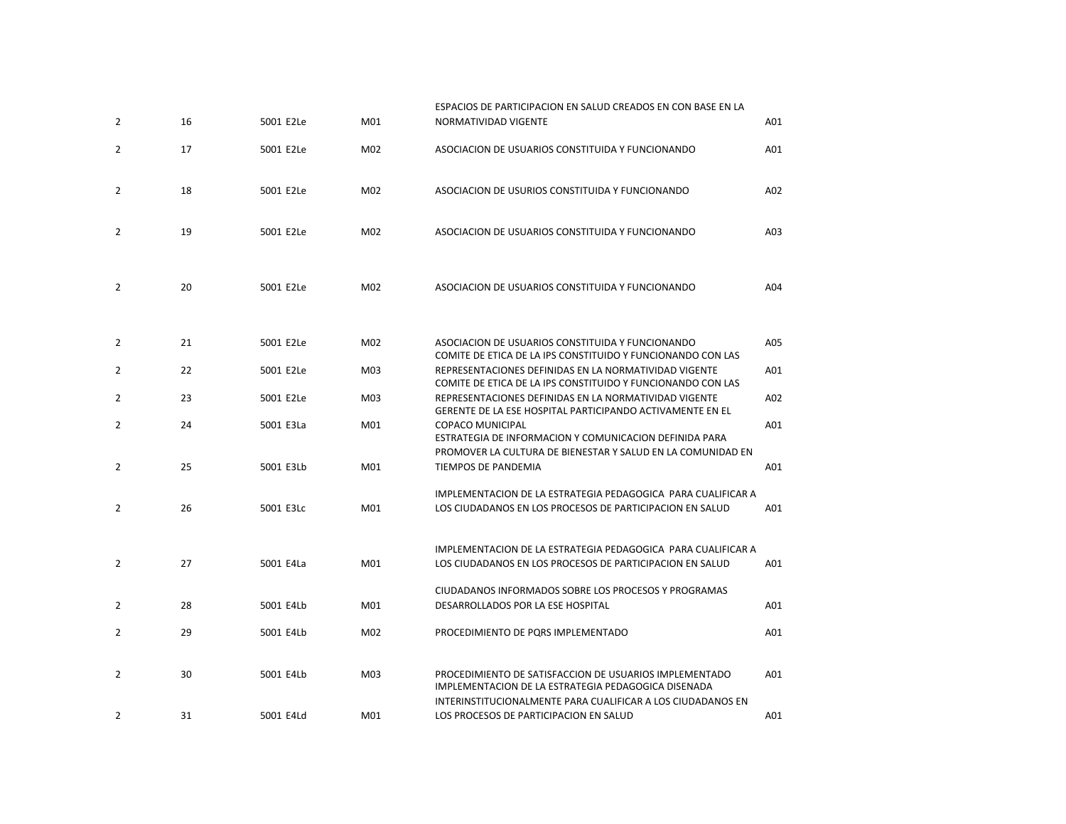| | | | | | |
|---|---|---|---|---|---|
| 2 | 16 | 5001 E2Le | M01 | ESPACIOS DE PARTICIPACION EN SALUD CREADOS EN CON BASE EN LA NORMATIVIDAD VIGENTE | A01 |
| 2 | 17 | 5001 E2Le | M02 | ASOCIACION DE USUARIOS CONSTITUIDA Y FUNCIONANDO | A01 |
| 2 | 18 | 5001 E2Le | M02 | ASOCIACION DE USURIOS CONSTITUIDA Y FUNCIONANDO | A02 |
| 2 | 19 | 5001 E2Le | M02 | ASOCIACION DE USUARIOS CONSTITUIDA Y FUNCIONANDO | A03 |
| 2 | 20 | 5001 E2Le | M02 | ASOCIACION DE USUARIOS CONSTITUIDA Y FUNCIONANDO | A04 |
| 2 | 21 | 5001 E2Le | M02 | ASOCIACION DE USUARIOS CONSTITUIDA Y FUNCIONANDO | A05 |
| 2 | 22 | 5001 E2Le | M03 | COMITE DE ETICA DE LA IPS CONSTITUIDO Y FUNCIONANDO CON LAS REPRESENTACIONES DEFINIDAS EN LA NORMATIVIDAD VIGENTE | A01 |
| 2 | 23 | 5001 E2Le | M03 | COMITE DE ETICA DE LA IPS CONSTITUIDO Y FUNCIONANDO CON LAS REPRESENTACIONES DEFINIDAS EN LA NORMATIVIDAD VIGENTE | A02 |
| 2 | 24 | 5001 E3La | M01 | GERENTE DE LA ESE HOSPITAL PARTICIPANDO ACTIVAMENTE EN EL COPACO MUNICIPAL | A01 |
| 2 | 25 | 5001 E3Lb | M01 | ESTRATEGIA DE INFORMACION Y COMUNICACION DEFINIDA PARA PROMOVER LA CULTURA DE BIENESTAR Y SALUD EN LA COMUNIDAD EN TIEMPOS DE PANDEMIA | A01 |
| 2 | 26 | 5001 E3Lc | M01 | IMPLEMENTACION DE LA ESTRATEGIA PEDAGOGICA PARA CUALIFICAR A LOS CIUDADANOS EN LOS PROCESOS DE PARTICIPACION EN SALUD | A01 |
| 2 | 27 | 5001 E4La | M01 | IMPLEMENTACION DE LA ESTRATEGIA PEDAGOGICA PARA CUALIFICAR A LOS CIUDADANOS EN LOS PROCESOS DE PARTICIPACION EN SALUD | A01 |
| 2 | 28 | 5001 E4Lb | M01 | CIUDADANOS INFORMADOS SOBRE LOS PROCESOS Y PROGRAMAS DESARROLLADOS POR LA ESE HOSPITAL | A01 |
| 2 | 29 | 5001 E4Lb | M02 | PROCEDIMIENTO DE PQRS IMPLEMENTADO | A01 |
| 2 | 30 | 5001 E4Lb | M03 | PROCEDIMIENTO DE SATISFACCION DE USUARIOS IMPLEMENTADO | A01 |
| 2 | 31 | 5001 E4Ld | M01 | IMPLEMENTACION DE LA ESTRATEGIA PEDAGOGICA DISENADA INTERINSTITUCIONALMENTE PARA CUALIFICAR A LOS CIUDADANOS EN LOS PROCESOS DE PARTICIPACION EN SALUD | A01 |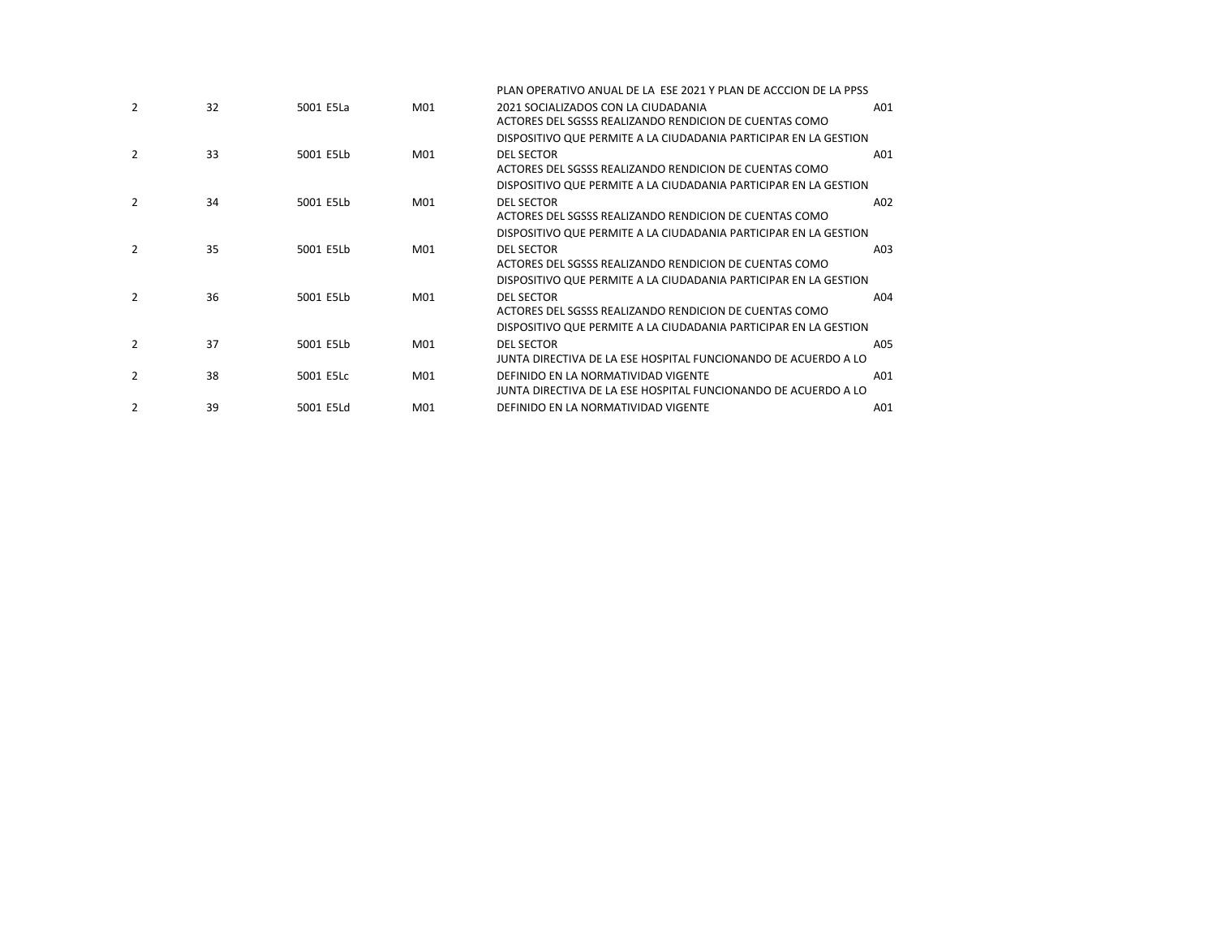| | | | | | |
|---|---|---|---|---|---|
| 2 | 32 | 5001 E5La | M01 | PLAN OPERATIVO ANUAL DE LA ESE 2021 Y PLAN DE ACCCION DE LA PPSS 2021 SOCIALIZADOS CON LA CIUDADANIA | A01 |
| 2 | 33 | 5001 E5Lb | M01 | ACTORES DEL SGSSS REALIZANDO RENDICION DE CUENTAS COMO DISPOSITIVO QUE PERMITE A LA CIUDADANIA PARTICIPAR EN LA GESTION DEL SECTOR | A01 |
| 2 | 34 | 5001 E5Lb | M01 | ACTORES DEL SGSSS REALIZANDO RENDICION DE CUENTAS COMO DISPOSITIVO QUE PERMITE A LA CIUDADANIA PARTICIPAR EN LA GESTION DEL SECTOR | A02 |
| 2 | 35 | 5001 E5Lb | M01 | ACTORES DEL SGSSS REALIZANDO RENDICION DE CUENTAS COMO DISPOSITIVO QUE PERMITE A LA CIUDADANIA PARTICIPAR EN LA GESTION DEL SECTOR | A03 |
| 2 | 36 | 5001 E5Lb | M01 | ACTORES DEL SGSSS REALIZANDO RENDICION DE CUENTAS COMO DISPOSITIVO QUE PERMITE A LA CIUDADANIA PARTICIPAR EN LA GESTION DEL SECTOR | A04 |
| 2 | 37 | 5001 E5Lb | M01 | ACTORES DEL SGSSS REALIZANDO RENDICION DE CUENTAS COMO DISPOSITIVO QUE PERMITE A LA CIUDADANIA PARTICIPAR EN LA GESTION DEL SECTOR | A05 |
| 2 | 38 | 5001 E5Lc | M01 | JUNTA DIRECTIVA DE LA ESE HOSPITAL FUNCIONANDO DE ACUERDO A LO DEFINIDO EN LA NORMATIVIDAD VIGENTE | A01 |
| 2 | 39 | 5001 E5Ld | M01 | JUNTA DIRECTIVA DE LA ESE HOSPITAL FUNCIONANDO DE ACUERDO A LO DEFINIDO EN LA NORMATIVIDAD VIGENTE | A01 |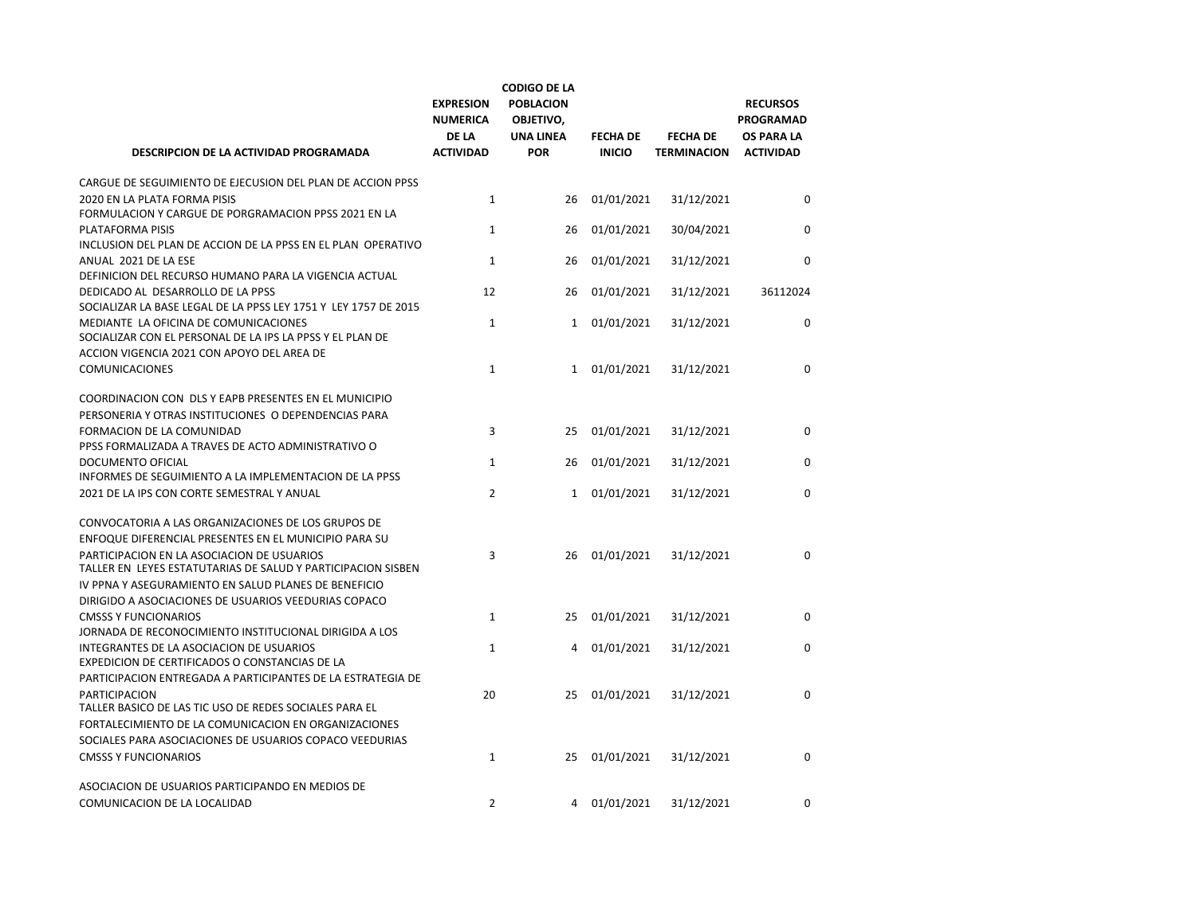| DESCRIPCION DE LA ACTIVIDAD PROGRAMADA | EXPRESION NUMERICA DE LA ACTIVIDAD | CODIGO DE LA POBLACION OBJETIVO, UNA LINEA POR | FECHA DE INICIO | FECHA DE TERMINACION | RECURSOS PROGRAMADOS PARA LA ACTIVIDAD |
|---|---|---|---|---|---|
| CARGUE DE SEGUIMIENTO DE EJECUSION DEL PLAN DE ACCION PPSS 2020 EN LA PLATA FORMA PISIS | 1 | 26 | 01/01/2021 | 31/12/2021 | 0 |
| FORMULACION Y CARGUE DE PORGRAMACION PPSS 2021 EN LA PLATAFORMA PISIS | 1 | 26 | 01/01/2021 | 30/04/2021 | 0 |
| INCLUSION DEL PLAN DE ACCION DE LA PPSS EN EL PLAN OPERATIVO ANUAL 2021 DE LA ESE | 1 | 26 | 01/01/2021 | 31/12/2021 | 0 |
| DEFINICION DEL RECURSO HUMANO PARA LA VIGENCIA ACTUAL DEDICADO AL DESARROLLO DE LA PPSS | 12 | 26 | 01/01/2021 | 31/12/2021 | 36112024 |
| SOCIALIZAR LA BASE LEGAL DE LA PPSS LEY 1751 Y LEY 1757 DE 2015 MEDIANTE LA OFICINA DE COMUNICACIONES | 1 | 1 | 01/01/2021 | 31/12/2021 | 0 |
| SOCIALIZAR CON EL PERSONAL DE LA IPS LA PPSS Y EL PLAN DE ACCION VIGENCIA 2021 CON APOYO DEL AREA DE COMUNICACIONES | 1 | 1 | 01/01/2021 | 31/12/2021 | 0 |
| COORDINACION CON DLS Y EAPB PRESENTES EN EL MUNICIPIO PERSONERIA Y OTRAS INSTITUCIONES O DEPENDENCIAS PARA FORMACION DE LA COMUNIDAD | 3 | 25 | 01/01/2021 | 31/12/2021 | 0 |
| PPSS FORMALIZADA A TRAVES DE ACTO ADMINISTRATIVO O DOCUMENTO OFICIAL | 1 | 26 | 01/01/2021 | 31/12/2021 | 0 |
| INFORMES DE SEGUIMIENTO A LA IMPLEMENTACION DE LA PPSS 2021 DE LA IPS CON CORTE SEMESTRAL Y ANUAL | 2 | 1 | 01/01/2021 | 31/12/2021 | 0 |
| CONVOCATORIA A LAS ORGANIZACIONES DE LOS GRUPOS DE ENFOQUE DIFERENCIAL PRESENTES EN EL MUNICIPIO PARA SU PARTICIPACION EN LA ASOCIACION DE USUARIOS | 3 | 26 | 01/01/2021 | 31/12/2021 | 0 |
| TALLER EN LEYES ESTATUTARIAS DE SALUD Y PARTICIPACION SISBEN IV PPNA Y ASEGURAMIENTO EN SALUD PLANES DE BENEFICIO DIRIGIDO A ASOCIACIONES DE USUARIOS VEEDURIAS COPACO CMSSS Y FUNCIONARIOS | 1 | 25 | 01/01/2021 | 31/12/2021 | 0 |
| JORNADA DE RECONOCIMIENTO INSTITUCIONAL DIRIGIDA A LOS INTEGRANTES DE LA ASOCIACION DE USUARIOS | 1 | 4 | 01/01/2021 | 31/12/2021 | 0 |
| EXPEDICION DE CERTIFICADOS O CONSTANCIAS DE LA PARTICIPACION ENTREGADA A PARTICIPANTES DE LA ESTRATEGIA DE PARTICIPACION | 20 | 25 | 01/01/2021 | 31/12/2021 | 0 |
| TALLER BASICO DE LAS TIC USO DE REDES SOCIALES PARA EL FORTALECIMIENTO DE LA COMUNICACION EN ORGANIZACIONES SOCIALES PARA ASOCIACIONES DE USUARIOS COPACO VEEDURIAS CMSSS Y FUNCIONARIOS | 1 | 25 | 01/01/2021 | 31/12/2021 | 0 |
| ASOCIACION DE USUARIOS PARTICIPANDO EN MEDIOS DE COMUNICACION DE LA LOCALIDAD | 2 | 4 | 01/01/2021 | 31/12/2021 | 0 |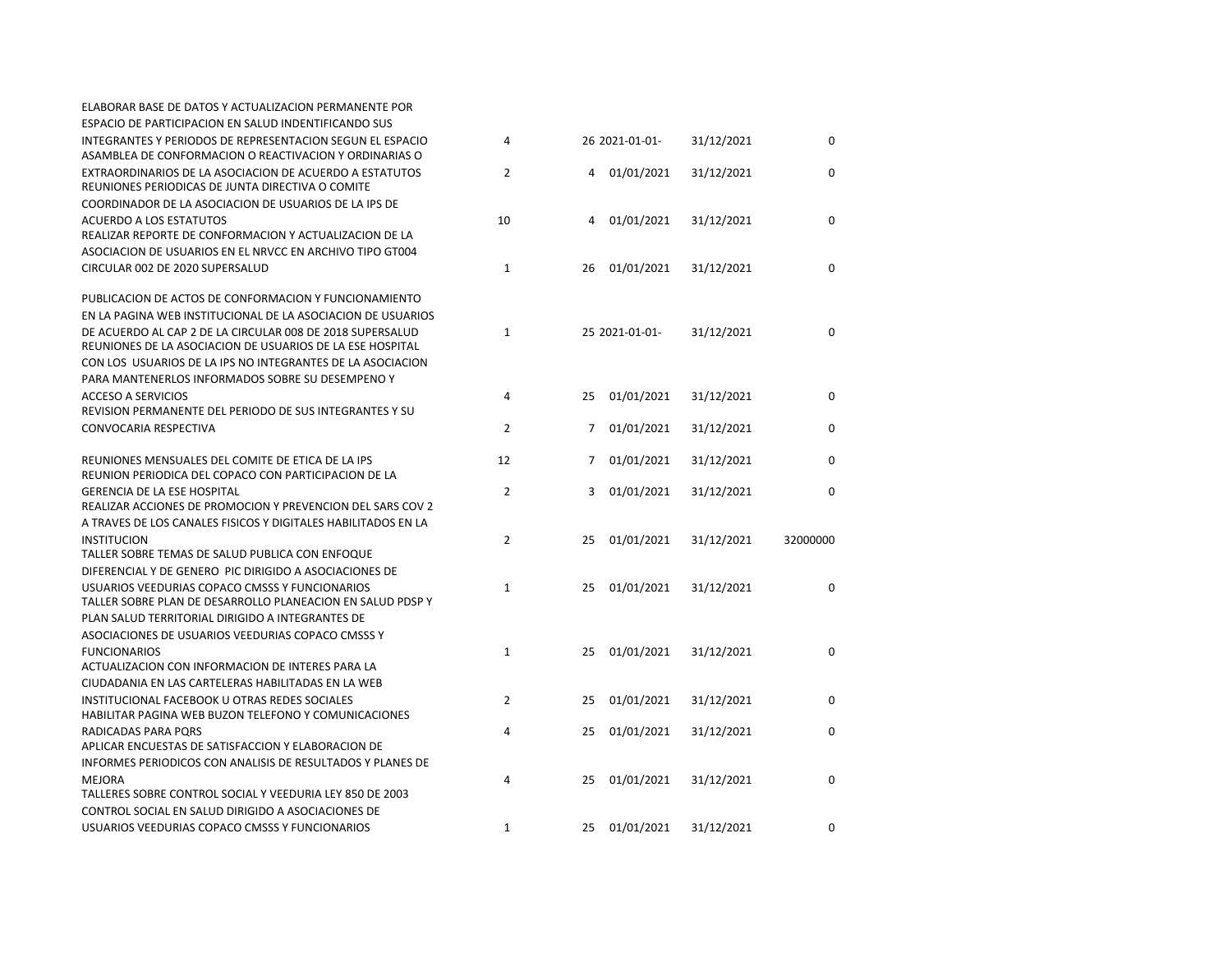| | | | | | |
|---|---|---|---|---|---|
| ELABORAR BASE DE DATOS Y ACTUALIZACION PERMANENTE POR ESPACIO DE PARTICIPACION EN SALUD INDENTIFICANDO SUS INTEGRANTES Y PERIODOS DE REPRESENTACION SEGUN EL ESPACIO | 4 | 26 | 2021-01-01- | 31/12/2021 | 0 |
| ASAMBLEA DE CONFORMACION O REACTIVACION Y ORDINARIAS O EXTRAORDINARIOS DE LA ASOCIACION DE ACUERDO A ESTATUTOS | 2 | 4 | 01/01/2021 | 31/12/2021 | 0 |
| REUNIONES PERIODICAS DE JUNTA DIRECTIVA O COMITE COORDINADOR DE LA ASOCIACION DE USUARIOS DE LA IPS DE ACUERDO A LOS ESTATUTOS | 10 | 4 | 01/01/2021 | 31/12/2021 | 0 |
| REALIZAR REPORTE DE CONFORMACION Y ACTUALIZACION DE LA ASOCIACION DE USUARIOS EN EL NRVCC EN ARCHIVO TIPO GT004 CIRCULAR 002 DE 2020 SUPERSALUD | 1 | 26 | 01/01/2021 | 31/12/2021 | 0 |
| PUBLICACION DE ACTOS DE CONFORMACION Y FUNCIONAMIENTO EN LA PAGINA WEB INSTITUCIONAL DE LA ASOCIACION DE USUARIOS DE ACUERDO AL CAP 2 DE LA CIRCULAR 008 DE 2018 SUPERSALUD | 1 | 25 | 2021-01-01- | 31/12/2021 | 0 |
| REUNIONES DE LA ASOCIACION DE USUARIOS DE LA ESE HOSPITAL CON LOS USUARIOS DE LA IPS NO INTEGRANTES DE LA ASOCIACION PARA MANTENERLOS INFORMADOS SOBRE SU DESEMPENO Y ACCESO A SERVICIOS | 4 | 25 | 01/01/2021 | 31/12/2021 | 0 |
| REVISION PERMANENTE DEL PERIODO DE SUS INTEGRANTES Y SU CONVOCARIA RESPECTIVA | 2 | 7 | 01/01/2021 | 31/12/2021 | 0 |
| REUNIONES MENSUALES DEL COMITE DE ETICA DE LA IPS | 12 | 7 | 01/01/2021 | 31/12/2021 | 0 |
| REUNION PERIODICA DEL COPACO CON PARTICIPACION DE LA GERENCIA DE LA ESE HOSPITAL | 2 | 3 | 01/01/2021 | 31/12/2021 | 0 |
| REALIZAR ACCIONES DE PROMOCION Y PREVENCION DEL SARS COV 2 A TRAVES DE LOS CANALES FISICOS Y DIGITALES HABILITADOS EN LA INSTITUCION | 2 | 25 | 01/01/2021 | 31/12/2021 | 32000000 |
| TALLER SOBRE TEMAS DE SALUD PUBLICA CON ENFOQUE DIFERENCIAL Y DE GENERO PIC DIRIGIDO A ASOCIACIONES DE USUARIOS VEEDURIAS COPACO CMSSS Y FUNCIONARIOS | 1 | 25 | 01/01/2021 | 31/12/2021 | 0 |
| TALLER SOBRE PLAN DE DESARROLLO PLANEACION EN SALUD PDSP Y PLAN SALUD TERRITORIAL DIRIGIDO A INTEGRANTES DE ASOCIACIONES DE USUARIOS VEEDURIAS COPACO CMSSS Y FUNCIONARIOS | 1 | 25 | 01/01/2021 | 31/12/2021 | 0 |
| ACTUALIZACION CON INFORMACION DE INTERES PARA LA CIUDADANIA EN LAS CARTELERAS HABILITADAS EN LA WEB INSTITUCIONAL FACEBOOK U OTRAS REDES SOCIALES | 2 | 25 | 01/01/2021 | 31/12/2021 | 0 |
| HABILITAR PAGINA WEB BUZON TELEFONO Y COMUNICACIONES RADICADAS PARA PQRS | 4 | 25 | 01/01/2021 | 31/12/2021 | 0 |
| APLICAR ENCUESTAS DE SATISFACCION Y ELABORACION DE INFORMES PERIODICOS CON ANALISIS DE RESULTADOS Y PLANES DE MEJORA | 4 | 25 | 01/01/2021 | 31/12/2021 | 0 |
| TALLERES SOBRE CONTROL SOCIAL Y VEEDURIA LEY 850 DE 2003 CONTROL SOCIAL EN SALUD DIRIGIDO A ASOCIACIONES DE USUARIOS VEEDURIAS COPACO CMSSS Y FUNCIONARIOS | 1 | 25 | 01/01/2021 | 31/12/2021 | 0 |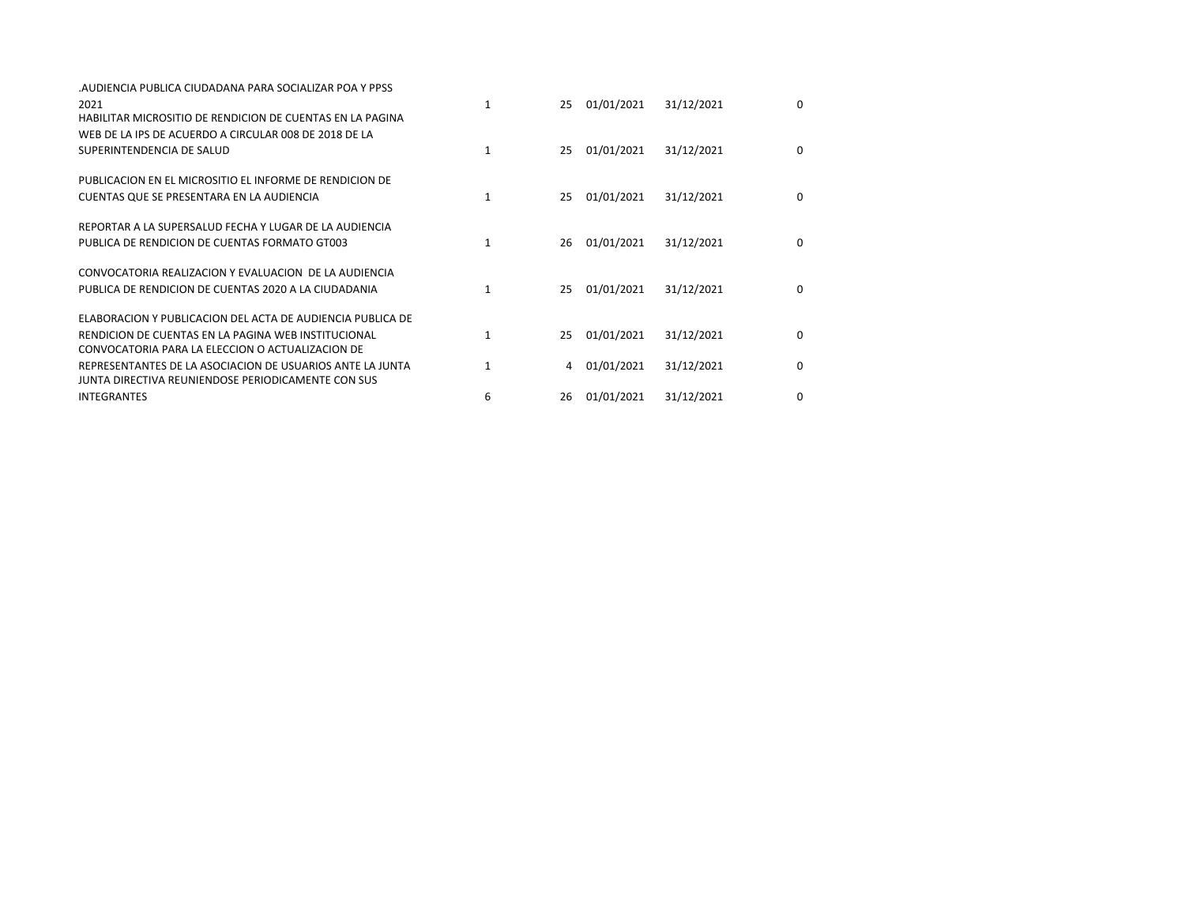| | | | | | |
|---|---|---|---|---|---|
| .AUDIENCIA PUBLICA CIUDADANA PARA SOCIALIZAR POA Y PPSS 2021 | 1 | 25 | 01/01/2021 | 31/12/2021 | 0 |
| HABILITAR MICROSITIO DE RENDICION DE CUENTAS EN LA PAGINA WEB DE LA IPS DE ACUERDO A CIRCULAR 008 DE 2018 DE LA SUPERINTENDENCIA DE SALUD | 1 | 25 | 01/01/2021 | 31/12/2021 | 0 |
| PUBLICACION EN EL MICROSITIO EL INFORME DE RENDICION DE CUENTAS QUE SE PRESENTARA EN LA AUDIENCIA | 1 | 25 | 01/01/2021 | 31/12/2021 | 0 |
| REPORTAR A LA SUPERSALUD FECHA Y LUGAR DE LA AUDIENCIA PUBLICA DE RENDICION DE CUENTAS FORMATO GT003 | 1 | 26 | 01/01/2021 | 31/12/2021 | 0 |
| CONVOCATORIA REALIZACION Y EVALUACION DE LA AUDIENCIA PUBLICA DE RENDICION DE CUENTAS 2020 A LA CIUDADANIA | 1 | 25 | 01/01/2021 | 31/12/2021 | 0 |
| ELABORACION Y PUBLICACION DEL ACTA DE AUDIENCIA PUBLICA DE RENDICION DE CUENTAS EN LA PAGINA WEB INSTITUCIONAL | 1 | 25 | 01/01/2021 | 31/12/2021 | 0 |
| CONVOCATORIA PARA LA ELECCION O ACTUALIZACION DE REPRESENTANTES DE LA ASOCIACION DE USUARIOS ANTE LA JUNTA | 1 | 4 | 01/01/2021 | 31/12/2021 | 0 |
| JUNTA DIRECTIVA REUNIENDOSE PERIODICAMENTE CON SUS INTEGRANTES | 6 | 26 | 01/01/2021 | 31/12/2021 | 0 |